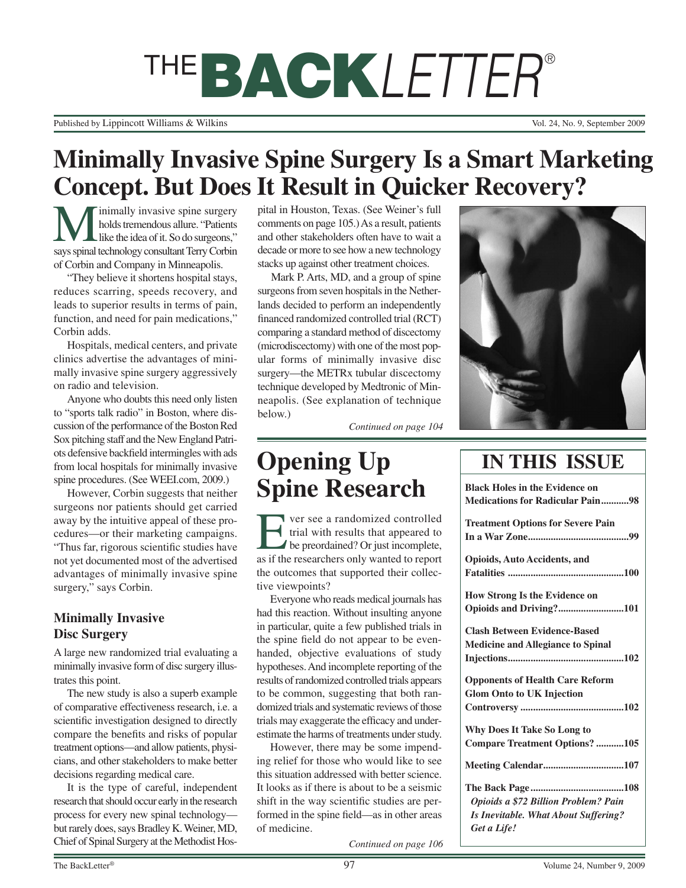# THE BACKLETTER®

Published by Lippincott Williams & Wilkins

Vol. 24, No. 9, September 2009

# Minimally Invasive Spine Surgery Is a Smart Marketing Concept. But Does It Result in Quicker Recovery?

Minimally invasive spine surgery holds tremendous allure. "Patients like the idea of it. So do surgeons," says spinal technology consultant Terry Corbin of Corbin and Company in Minneapolis.

"They believe it shortens hospital stays, reduces scarring, speeds recovery, and leads to superior results in terms of pain, function, and need for pain medications," Corbin adds.

Hospitals, medical centers, and private clinics advertise the advantages of minimally invasive spine surgery aggressively on radio and television.

Anyone who doubts this need only listen to "sports talk radio" in Boston, where discussion of the performance of the Boston Red Sox pitching staff and the New England Patriots defensive backfield intermingles with ads from local hospitals for minimally invasive spine procedures. (See WEEI.com, 2009.)

However, Corbin suggests that neither surgeons nor patients should get carried away by the intuitive appeal of these procedures—or their marketing campaigns. "Thus far, rigorous scientific studies have not yet documented most of the advertised advantages of minimally invasive spine surgery," says Corbin.

### Minimally Invasive Disc Surgery

A large new randomized trial evaluating a minimally invasive form of disc surgery illustrates this point.

The new study is also a superb example of comparative effectiveness research, i.e. a scientific investigation designed to directly compare the benefits and risks of popular treatment options—and allow patients, physicians, and other stakeholders to make better decisions regarding medical care.

It is the type of careful, independent research that should occur early in the research process for every new spinal technology—but rarely does, says Bradley K. Weiner, MD, Chief of Spinal Surgery at the Methodist Hospital in Houston, Texas. (See Weiner's full comments on page 105.) As a result, patients and other stakeholders often have to wait a decade or more to see how a new technology stacks up against other treatment choices.

Mark P. Arts, MD, and a group of spine surgeons from seven hospitals in the Netherlands decided to perform an independently financed randomized controlled trial (RCT) comparing a standard method of discectomy (microdiscectomy) with one of the most popular forms of minimally invasive disc surgery—the METRx tubular discectomy technique developed by Medtronic of Minneapolis. (See explanation of technique below.)

*Continued on page 104*

# Opening Up Spine Research

Ever see a randomized controlled trial with results that appeared to be preordained? Or just incomplete, as if the researchers only wanted to report the outcomes that supported their collective viewpoints?

Everyone who reads medical journals has had this reaction. Without insulting anyone in particular, quite a few published trials in the spine field do not appear to be even-handed, objective evaluations of study hypotheses. And incomplete reporting of the results of randomized controlled trials appears to be common, suggesting that both randomized trials and systematic reviews of those trials may exaggerate the efficacy and underestimate the harms of treatments under study.

However, there may be some impending relief for those who would like to see this situation addressed with better science. It looks as if there is about to be a seismic shift in the way scientific studies are performed in the spine field—as in other areas of medicine.

*Continued on page 106*

## IN THIS ISSUE

**Black Holes in the Evidence on Medications for Radicular Pain** ........... **98**

**Treatment Options for Severe Pain In a War Zone** ........... **99**

**Opioids, Auto Accidents, and Fatalities** ........... **100**

**How Strong Is the Evidence on Opioids and Driving?** ........... **101**

**Clash Between Evidence-Based Medicine and Allegiance to Spinal Injections** ........... **102**

**Opponents of Health Care Reform Glom Onto to UK Injection Controversy** ........... **102**

**Why Does It Take So Long to Compare Treatment Options?** ........... **105**

**Meeting Calendar** ........... **107**

**The Back Page** ........... **108**
*Opioids a $72 Billion Problem? Pain Is Inevitable. What About Suffering? Get a Life!*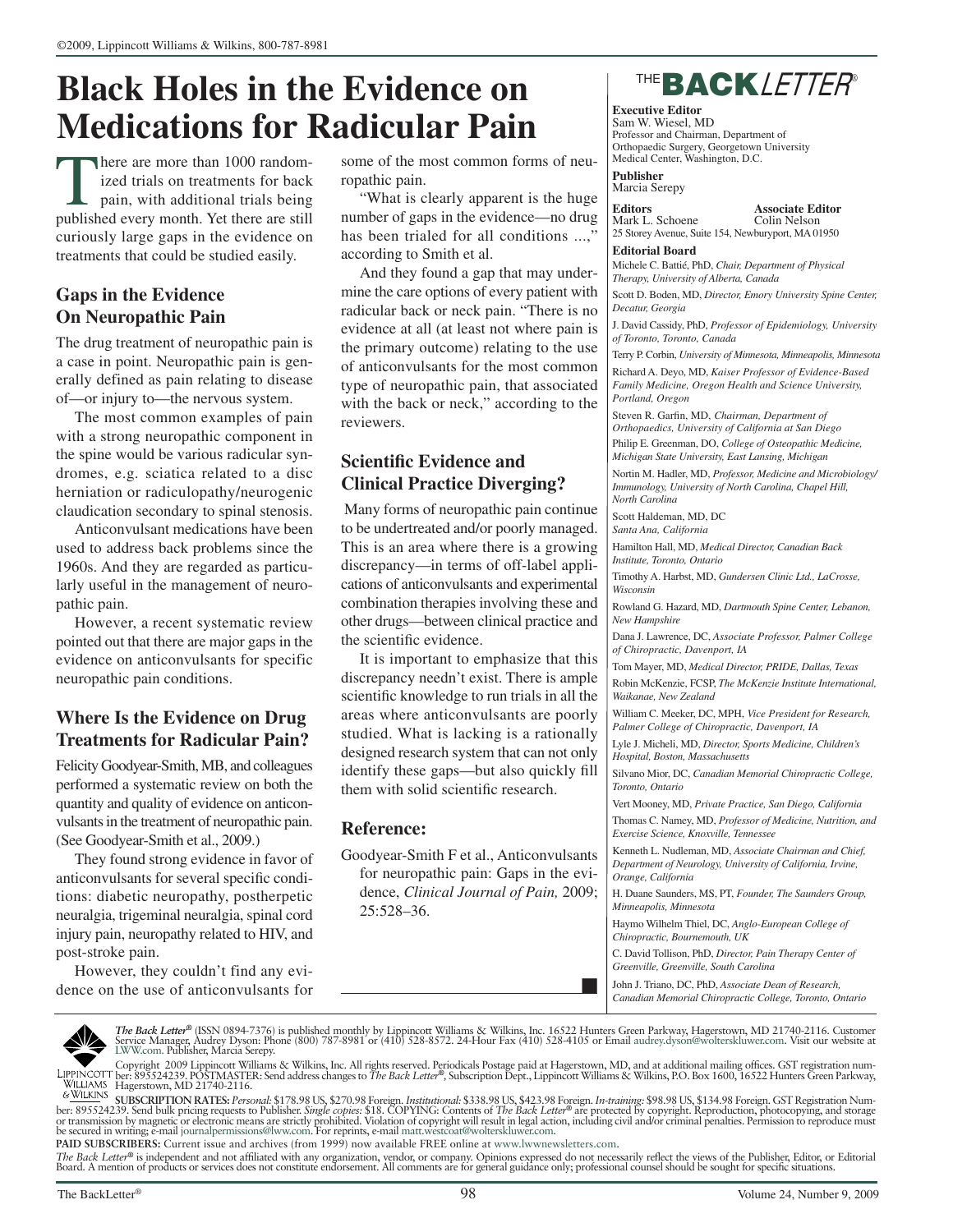# Black Holes in the Evidence on Medications for Radicular Pain

There are more than 1000 randomized trials on treatments for back pain, with additional trials being published every month. Yet there are still curiously large gaps in the evidence on treatments that could be studied easily.

## Gaps in the Evidence On Neuropathic Pain

The drug treatment of neuropathic pain is a case in point. Neuropathic pain is generally defined as pain relating to disease of—or injury to—the nervous system.

The most common examples of pain with a strong neuropathic component in the spine would be various radicular syndromes, e.g. sciatica related to a disc herniation or radiculopathy/neurogenic claudication secondary to spinal stenosis.

Anticonvulsant medications have been used to address back problems since the 1960s. And they are regarded as particularly useful in the management of neuropathic pain.

However, a recent systematic review pointed out that there are major gaps in the evidence on anticonvulsants for specific neuropathic pain conditions.

## Where Is the Evidence on Drug Treatments for Radicular Pain?

Felicity Goodyear-Smith, MB, and colleagues performed a systematic review on both the quantity and quality of evidence on anticonvulsants in the treatment of neuropathic pain. (See Goodyear-Smith et al., 2009.)

They found strong evidence in favor of anticonvulsants for several specific conditions: diabetic neuropathy, postherpetic neuralgia, trigeminal neuralgia, spinal cord injury pain, neuropathy related to HIV, and post-stroke pain.

However, they couldn't find any evidence on the use of anticonvulsants for some of the most common forms of neuropathic pain.

"What is clearly apparent is the huge number of gaps in the evidence—no drug has been trialed for all conditions ...," according to Smith et al.

And they found a gap that may undermine the care options of every patient with radicular back or neck pain. "There is no evidence at all (at least not where pain is the primary outcome) relating to the use of anticonvulsants for the most common type of neuropathic pain, that associated with the back or neck," according to the reviewers.

## Scientific Evidence and Clinical Practice Diverging?

Many forms of neuropathic pain continue to be undertreated and/or poorly managed. This is an area where there is a growing discrepancy—in terms of off-label applications of anticonvulsants and experimental combination therapies involving these and other drugs—between clinical practice and the scientific evidence.

It is important to emphasize that this discrepancy needn't exist. There is ample scientific knowledge to run trials in all the areas where anticonvulsants are poorly studied. What is lacking is a rationally designed research system that can not only identify these gaps—but also quickly fill them with solid scientific research.

## Reference:

Goodyear-Smith F et al., Anticonvulsants for neuropathic pain: Gaps in the evidence, *Clinical Journal of Pain,* 2009; 25:528–36.

---

**THE BACKLETTER®**

**Executive Editor**
Sam W. Wiesel, MD
Professor and Chairman, Department of Orthopaedic Surgery, Georgetown University Medical Center, Washington, D.C.

**Publisher**
Marcia Serepy

**Editors**
Mark L. Schoene

**Associate Editor**
Colin Nelson

25 Storey Avenue, Suite 154, Newburyport, MA 01950

**Editorial Board**

Michele C. Battié, PhD, *Chair, Department of Physical Therapy, University of Alberta, Canada*

Scott D. Boden, MD, *Director, Emory University Spine Center, Decatur, Georgia*

J. David Cassidy, PhD, *Professor of Epidemiology, University of Toronto, Toronto, Canada*

Terry P. Corbin, *University of Minnesota, Minneapolis, Minnesota*

Richard A. Deyo, MD, *Kaiser Professor of Evidence-Based Family Medicine, Oregon Health and Science University, Portland, Oregon*

Steven R. Garfin, MD, *Chairman, Department of Orthopaedics, University of California at San Diego*

Philip E. Greenman, DO, *College of Osteopathic Medicine, Michigan State University, East Lansing, Michigan*

Nortin M. Hadler, MD, *Professor, Medicine and Microbiology/Immunology, University of North Carolina, Chapel Hill, North Carolina*

Scott Haldeman, MD, DC *Santa Ana, California*

Hamilton Hall, MD, *Medical Director, Canadian Back Institute, Toronto, Ontario*

Timothy A. Harbst, MD, *Gundersen Clinic Ltd., LaCrosse, Wisconsin*

Rowland G. Hazard, MD, *Dartmouth Spine Center, Lebanon, New Hampshire*

Dana J. Lawrence, DC, *Associate Professor, Palmer College of Chiropractic, Davenport, IA*

Tom Mayer, MD, *Medical Director, PRIDE, Dallas, Texas*

Robin McKenzie, FCSP, *The McKenzie Institute International, Waikanae, New Zealand*

William C. Meeker, DC, MPH, *Vice President for Research, Palmer College of Chiropractic, Davenport, IA*

Lyle J. Micheli, MD, *Director, Sports Medicine, Children's Hospital, Boston, Massachusetts*

Silvano Mior, DC, *Canadian Memorial Chiropractic College, Toronto, Ontario*

Vert Mooney, MD, *Private Practice, San Diego, California*

Thomas C. Namey, MD, *Professor of Medicine, Nutrition, and Exercise Science, Knoxville, Tennessee*

Kenneth L. Nudleman, MD, *Associate Chairman and Chief, Department of Neurology, University of California, Irvine, Orange, California*

H. Duane Saunders, MS, PT, *Founder, The Saunders Group, Minneapolis, Minnesota*

Haymo Wilhelm Thiel, DC, *Anglo-European College of Chiropractic, Bournemouth, UK*

C. David Tollison, PhD, *Director, Pain Therapy Center of Greenville, Greenville, South Carolina*

John J. Triano, DC, PhD, *Associate Dean of Research, Canadian Memorial Chiropractic College, Toronto, Ontario*

---

***The Back Letter®*** (ISSN 0894-7376) is published monthly by Lippincott Williams & Wilkins, Inc. 16522 Hunters Green Parkway, Hagerstown, MD 21740-2116. Customer Service Manager, Audrey Dyson: Phone (800) 787-8981 or (410) 528-8572. 24-Hour Fax (410) 528-4105 or Email audrey.dyson@wolterskluwer.com. Visit our website at LWW.com. Publisher, Marcia Serepy.

Copyright 2009 Lippincott Williams & Wilkins, Inc. All rights reserved. Periodicals Postage paid at Hagerstown, MD, and at additional mailing offices. GST registration number: 895524239. POSTMASTER: Send address changes to *The Back Letter®*, Subscription Dept., Lippincott Williams & Wilkins, P.O. Box 1600, 16522 Hunters Green Parkway, Hagerstown, MD 21740-2116.

**SUBSCRIPTION RATES:** *Personal:* $178.98 US, $270.98 Foreign. *Institutional:* $338.98 US, $423.98 Foreign. *In-training:* $98.98 US, $134.98 Foreign. GST Registration Number: 895524239. Send bulk pricing requests to Publisher. *Single copies:* $18. COPYING: Contents of *The Back Letter®* are protected by copyright. Reproduction, photocopying, and storage or transmission by magnetic or electronic means are strictly prohibited. Violation of copyright will result in legal action, including civil and/or criminal penalties. Permission to reproduce must be secured in writing; e-mail journalpermissions@lww.com. For reprints, e-mail matt.westcoat@wolterskluwer.com.

**PAID SUBSCRIBERS:** Current issue and archives (from 1999) now available FREE online at www.lwwnewsletters.com.

*The Back Letter®* is independent and not affiliated with any organization, vendor, or company. Opinions expressed do not necessarily reflect the views of the Publisher, Editor, or Editorial Board. A mention of products or services does not constitute endorsement. All comments are for general guidance only; professional counsel should be sought for specific situations.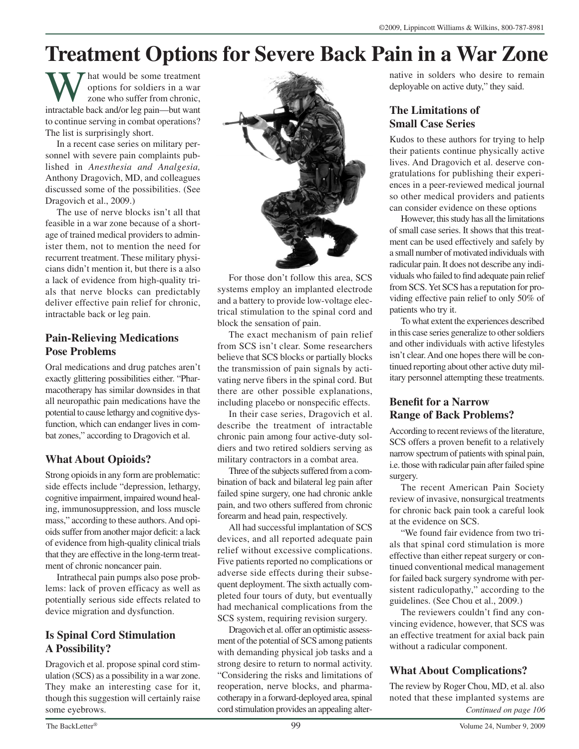# Treatment Options for Severe Back Pain in a War Zone

What would be some treatment options for soldiers in a war zone who suffer from chronic, intractable back and/or leg pain—but want to continue serving in combat operations? The list is surprisingly short.

In a recent case series on military personnel with severe pain complaints published in *Anesthesia and Analgesia,* Anthony Dragovich, MD, and colleagues discussed some of the possibilities. (See Dragovich et al., 2009.)

The use of nerve blocks isn't all that feasible in a war zone because of a shortage of trained medical providers to administer them, not to mention the need for recurrent treatment. These military physicians didn't mention it, but there is a also a lack of evidence from high-quality trials that nerve blocks can predictably deliver effective pain relief for chronic, intractable back or leg pain.

## Pain-Relieving Medications Pose Problems

Oral medications and drug patches aren't exactly glittering possibilities either. "Pharmacotherapy has similar downsides in that all neuropathic pain medications have the potential to cause lethargy and cognitive dysfunction, which can endanger lives in combat zones," according to Dragovich et al.

## What About Opioids?

Strong opioids in any form are problematic: side effects include "depression, lethargy, cognitive impairment, impaired wound healing, immunosuppression, and loss muscle mass," according to these authors. And opioids suffer from another major deficit: a lack of evidence from high-quality clinical trials that they are effective in the long-term treatment of chronic noncancer pain.

Intrathecal pain pumps also pose problems: lack of proven efficacy as well as potentially serious side effects related to device migration and dysfunction.

## Is Spinal Cord Stimulation A Possibility?

Dragovich et al. propose spinal cord stimulation (SCS) as a possibility in a war zone. They make an interesting case for it, though this suggestion will certainly raise some eyebrows.

For those don't follow this area, SCS systems employ an implanted electrode and a battery to provide low-voltage electrical stimulation to the spinal cord and block the sensation of pain.

The exact mechanism of pain relief from SCS isn't clear. Some researchers believe that SCS blocks or partially blocks the transmission of pain signals by activating nerve fibers in the spinal cord. But there are other possible explanations, including placebo or nonspecific effects.

In their case series, Dragovich et al. describe the treatment of intractable chronic pain among four active-duty soldiers and two retired soldiers serving as military contractors in a combat area.

Three of the subjects suffered from a combination of back and bilateral leg pain after failed spine surgery, one had chronic ankle pain, and two others suffered from chronic forearm and head pain, respectively.

All had successful implantation of SCS devices, and all reported adequate pain relief without excessive complications. Five patients reported no complications or adverse side effects during their subsequent deployment. The sixth actually completed four tours of duty, but eventually had mechanical complications from the SCS system, requiring revision surgery.

Dragovich et al. offer an optimistic assessment of the potential of SCS among patients with demanding physical job tasks and a strong desire to return to normal activity. "Considering the risks and limitations of reoperation, nerve blocks, and pharmacotherapy in a forward-deployed area, spinal cord stimulation provides an appealing alternative in solders who desire to remain deployable on active duty," they said.

## The Limitations of Small Case Series

Kudos to these authors for trying to help their patients continue physically active lives. And Dragovich et al. deserve congratulations for publishing their experiences in a peer-reviewed medical journal so other medical providers and patients can consider evidence on these options

However, this study has all the limitations of small case series. It shows that this treatment can be used effectively and safely by a small number of motivated individuals with radicular pain. It does not describe any individuals who failed to find adequate pain relief from SCS. Yet SCS has a reputation for providing effective pain relief to only 50% of patients who try it.

To what extent the experiences described in this case series generalize to other soldiers and other individuals with active lifestyles isn't clear. And one hopes there will be continued reporting about other active duty military personnel attempting these treatments.

## Benefit for a Narrow Range of Back Problems?

According to recent reviews of the literature, SCS offers a proven benefit to a relatively narrow spectrum of patients with spinal pain, i.e. those with radicular pain after failed spine surgery.

The recent American Pain Society review of invasive, nonsurgical treatments for chronic back pain took a careful look at the evidence on SCS.

"We found fair evidence from two trials that spinal cord stimulation is more effective than either repeat surgery or continued conventional medical management for failed back surgery syndrome with persistent radiculopathy," according to the guidelines. (See Chou et al., 2009.)

The reviewers couldn't find any convincing evidence, however, that SCS was an effective treatment for axial back pain without a radicular component.

## What About Complications?

The review by Roger Chou, MD, et al. also noted that these implanted systems are

*Continued on page 106*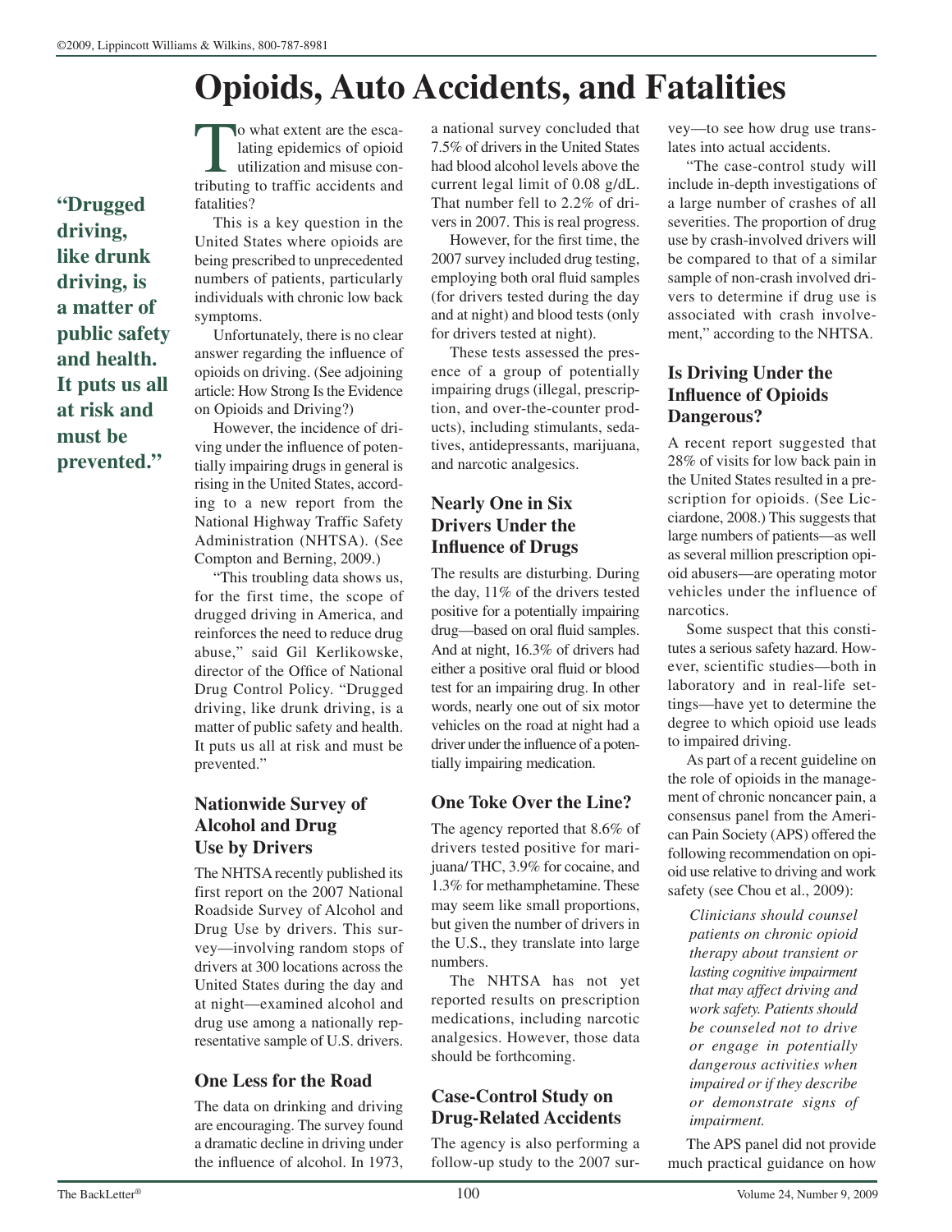# Opioids, Auto Accidents, and Fatalities

**"Drugged driving, like drunk driving, is a matter of public safety and health. It puts us all at risk and must be prevented."**

To what extent are the escalating epidemics of opioid utilization and misuse contributing to traffic accidents and fatalities?

This is a key question in the United States where opioids are being prescribed to unprecedented numbers of patients, particularly individuals with chronic low back symptoms.

Unfortunately, there is no clear answer regarding the influence of opioids on driving. (See adjoining article: How Strong Is the Evidence on Opioids and Driving?)

However, the incidence of driving under the influence of potentially impairing drugs in general is rising in the United States, according to a new report from the National Highway Traffic Safety Administration (NHTSA). (See Compton and Berning, 2009.)

"This troubling data shows us, for the first time, the scope of drugged driving in America, and reinforces the need to reduce drug abuse," said Gil Kerlikowske, director of the Office of National Drug Control Policy. "Drugged driving, like drunk driving, is a matter of public safety and health. It puts us all at risk and must be prevented."

## Nationwide Survey of Alcohol and Drug Use by Drivers

The NHTSA recently published its first report on the 2007 National Roadside Survey of Alcohol and Drug Use by drivers. This survey—involving random stops of drivers at 300 locations across the United States during the day and at night—examined alcohol and drug use among a nationally representative sample of U.S. drivers.

## One Less for the Road

The data on drinking and driving are encouraging. The survey found a dramatic decline in driving under the influence of alcohol. In 1973, a national survey concluded that 7.5% of drivers in the United States had blood alcohol levels above the current legal limit of 0.08 g/dL. That number fell to 2.2% of drivers in 2007. This is real progress.

However, for the first time, the 2007 survey included drug testing, employing both oral fluid samples (for drivers tested during the day and at night) and blood tests (only for drivers tested at night).

These tests assessed the presence of a group of potentially impairing drugs (illegal, prescription, and over-the-counter products), including stimulants, sedatives, antidepressants, marijuana, and narcotic analgesics.

## Nearly One in Six Drivers Under the Influence of Drugs

The results are disturbing. During the day, 11% of the drivers tested positive for a potentially impairing drug—based on oral fluid samples. And at night, 16.3% of drivers had either a positive oral fluid or blood test for an impairing drug. In other words, nearly one out of six motor vehicles on the road at night had a driver under the influence of a potentially impairing medication.

## One Toke Over the Line?

The agency reported that 8.6% of drivers tested positive for marijuana/ THC, 3.9% for cocaine, and 1.3% for methamphetamine. These may seem like small proportions, but given the number of drivers in the U.S., they translate into large numbers.

The NHTSA has not yet reported results on prescription medications, including narcotic analgesics. However, those data should be forthcoming.

## Case-Control Study on Drug-Related Accidents

The agency is also performing a follow-up study to the 2007 survey—to see how drug use translates into actual accidents.

"The case-control study will include in-depth investigations of a large number of crashes of all severities. The proportion of drug use by crash-involved drivers will be compared to that of a similar sample of non-crash involved drivers to determine if drug use is associated with crash involvement," according to the NHTSA.

## Is Driving Under the Influence of Opioids Dangerous?

A recent report suggested that 28% of visits for low back pain in the United States resulted in a prescription for opioids. (See Licciardone, 2008.) This suggests that large numbers of patients—as well as several million prescription opioid abusers—are operating motor vehicles under the influence of narcotics.

Some suspect that this constitutes a serious safety hazard. However, scientific studies—both in laboratory and in real-life settings—have yet to determine the degree to which opioid use leads to impaired driving.

As part of a recent guideline on the role of opioids in the management of chronic noncancer pain, a consensus panel from the American Pain Society (APS) offered the following recommendation on opioid use relative to driving and work safety (see Chou et al., 2009):

> *Clinicians should counsel patients on chronic opioid therapy about transient or lasting cognitive impairment that may affect driving and work safety. Patients should be counseled not to drive or engage in potentially dangerous activities when impaired or if they describe or demonstrate signs of impairment.*

The APS panel did not provide much practical guidance on how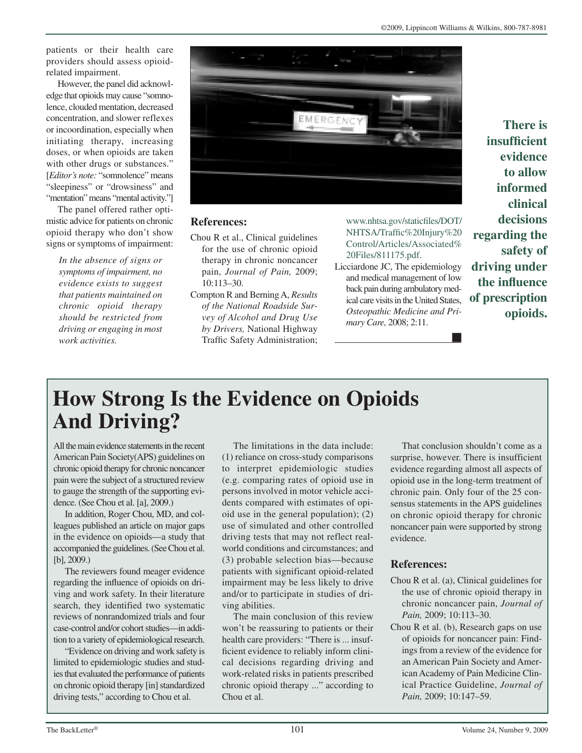patients or their health care providers should assess opioid-related impairment.

However, the panel did acknowledge that opioids may cause "somnolence, clouded mentation, decreased concentration, and slower reflexes or incoordination, especially when initiating therapy, increasing doses, or when opioids are taken with other drugs or substances." [*Editor's note:* "somnolence" means "sleepiness" or "drowsiness" and "mentation" means "mental activity."]

The panel offered rather optimistic advice for patients on chronic opioid therapy who don't show signs or symptoms of impairment:

> *In the absence of signs or symptoms of impairment, no evidence exists to suggest that patients maintained on chronic opioid therapy should be restricted from driving or engaging in most work activities.*

### References:

Chou R et al., Clinical guidelines for the use of chronic opioid therapy in chronic noncancer pain, *Journal of Pain,* 2009; 10:113–30.

Compton R and Berning A, *Results of the National Roadside Survey of Alcohol and Drug Use by Drivers,* National Highway Traffic Safety Administration; www.nhtsa.gov/staticfiles/DOT/NHTSA/Traffic%20Injury%20Control/Articles/Associated%20Files/811175.pdf.

Licciardone JC, The epidemiology and medical management of low back pain during ambulatory medical care visits in the United States, *Osteopathic Medicine and Primary Care,* 2008; 2:11.

**There is insufficient evidence to allow informed clinical decisions regarding the safety of driving under the influence of prescription opioids.**

# How Strong Is the Evidence on Opioids And Driving?

All the main evidence statements in the recent American Pain Society (APS) guidelines on chronic opioid therapy for chronic noncancer pain were the subject of a structured review to gauge the strength of the supporting evidence. (See Chou et al. [a], 2009.)

In addition, Roger Chou, MD, and colleagues published an article on major gaps in the evidence on opioids—a study that accompanied the guidelines. (See Chou et al. [b], 2009.)

The reviewers found meager evidence regarding the influence of opioids on driving and work safety. In their literature search, they identified two systematic reviews of nonrandomized trials and four case-control and/or cohort studies—in addition to a variety of epidemiological research.

"Evidence on driving and work safety is limited to epidemiologic studies and studies that evaluated the performance of patients on chronic opioid therapy [in] standardized driving tests," according to Chou et al.

The limitations in the data include: (1) reliance on cross-study comparisons to interpret epidemiologic studies (e.g. comparing rates of opioid use in persons involved in motor vehicle accidents compared with estimates of opioid use in the general population); (2) use of simulated and other controlled driving tests that may not reflect real-world conditions and circumstances; and (3) probable selection bias—because patients with significant opioid-related impairment may be less likely to drive and/or to participate in studies of driving abilities.

The main conclusion of this review won't be reassuring to patients or their health care providers: "There is ... insufficient evidence to reliably inform clinical decisions regarding driving and work-related risks in patients prescribed chronic opioid therapy ..." according to Chou et al.

That conclusion shouldn't come as a surprise, however. There is insufficient evidence regarding almost all aspects of opioid use in the long-term treatment of chronic pain. Only four of the 25 consensus statements in the APS guidelines on chronic opioid therapy for chronic noncancer pain were supported by strong evidence.

### References:

Chou R et al. (a), Clinical guidelines for the use of chronic opioid therapy in chronic noncancer pain, *Journal of Pain,* 2009; 10:113–30.

Chou R et al. (b), Research gaps on use of opioids for noncancer pain: Findings from a review of the evidence for an American Pain Society and American Academy of Pain Medicine Clinical Practice Guideline, *Journal of Pain,* 2009; 10:147–59.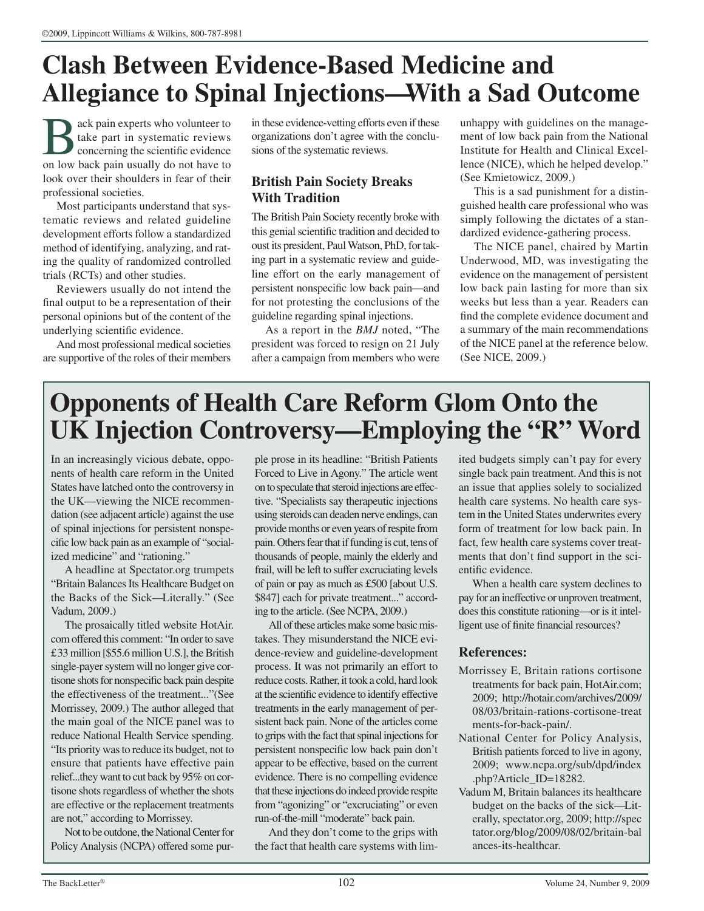# Clash Between Evidence-Based Medicine and Allegiance to Spinal Injections—With a Sad Outcome

Back pain experts who volunteer to take part in systematic reviews concerning the scientific evidence on low back pain usually do not have to look over their shoulders in fear of their professional societies.

Most participants understand that systematic reviews and related guideline development efforts follow a standardized method of identifying, analyzing, and rating the quality of randomized controlled trials (RCTs) and other studies.

Reviewers usually do not intend the final output to be a representation of their personal opinions but of the content of the underlying scientific evidence.

And most professional medical societies are supportive of the roles of their members in these evidence-vetting efforts even if these organizations don't agree with the conclusions of the systematic reviews.

## British Pain Society Breaks With Tradition

The British Pain Society recently broke with this genial scientific tradition and decided to oust its president, Paul Watson, PhD, for taking part in a systematic review and guideline effort on the early management of persistent nonspecific low back pain—and for not protesting the conclusions of the guideline regarding spinal injections.

As a report in the *BMJ* noted, "The president was forced to resign on 21 July after a campaign from members who were unhappy with guidelines on the management of low back pain from the National Institute for Health and Clinical Excellence (NICE), which he helped develop." (See Kmietowicz, 2009.)

This is a sad punishment for a distinguished health care professional who was simply following the dictates of a standardized evidence-gathering process.

The NICE panel, chaired by Martin Underwood, MD, was investigating the evidence on the management of persistent low back pain lasting for more than six weeks but less than a year. Readers can find the complete evidence document and a summary of the main recommendations of the NICE panel at the reference below. (See NICE, 2009.)

# Opponents of Health Care Reform Glom Onto the UK Injection Controversy—Employing the "R" Word

In an increasingly vicious debate, opponents of health care reform in the United States have latched onto the controversy in the UK—viewing the NICE recommendation (see adjacent article) against the use of spinal injections for persistent nonspecific low back pain as an example of "socialized medicine" and "rationing."

A headline at Spectator.org trumpets "Britain Balances Its Healthcare Budget on the Backs of the Sick—Literally." (See Vadum, 2009.)

The prosaically titled website HotAir.com offered this comment: "In order to save £33 million [$55.6 million U.S.], the British single-payer system will no longer give cortisone shots for nonspecific back pain despite the effectiveness of the treatment..."(See Morrissey, 2009.) The author alleged that the main goal of the NICE panel was to reduce National Health Service spending. "Its priority was to reduce its budget, not to ensure that patients have effective pain relief...they want to cut back by 95% on cortisone shots regardless of whether the shots are effective or the replacement treatments are not," according to Morrissey.

Not to be outdone, the National Center for Policy Analysis (NCPA) offered some purple prose in its headline: "British Patients Forced to Live in Agony." The article went on to speculate that steroid injections are effective. "Specialists say therapeutic injections using steroids can deaden nerve endings, can provide months or even years of respite from pain. Others fear that if funding is cut, tens of thousands of people, mainly the elderly and frail, will be left to suffer excruciating levels of pain or pay as much as £500 [about U.S. $847] each for private treatment..." according to the article. (See NCPA, 2009.)

All of these articles make some basic mistakes. They misunderstand the NICE evidence-review and guideline-development process. It was not primarily an effort to reduce costs. Rather, it took a cold, hard look at the scientific evidence to identify effective treatments in the early management of persistent back pain. None of the articles come to grips with the fact that spinal injections for persistent nonspecific low back pain don't appear to be effective, based on the current evidence. There is no compelling evidence that these injections do indeed provide respite from "agonizing" or "excruciating" or even run-of-the-mill "moderate" back pain.

And they don't come to the grips with the fact that health care systems with limited budgets simply can't pay for every single back pain treatment. And this is not an issue that applies solely to socialized health care systems. No health care system in the United States underwrites every form of treatment for low back pain. In fact, few health care systems cover treatments that don't find support in the scientific evidence.

When a health care system declines to pay for an ineffective or unproven treatment, does this constitute rationing—or is it intelligent use of finite financial resources?

### References:

Morrissey E, Britain rations cortisone treatments for back pain, HotAir.com; 2009; http://hotair.com/archives/2009/08/03/britain-rations-cortisone-treatments-for-back-pain/.

National Center for Policy Analysis, British patients forced to live in agony, 2009; www.ncpa.org/sub/dpd/index.php?Article_ID=18282.

Vadum M, Britain balances its healthcare budget on the backs of the sick—Literally, spectator.org, 2009; http://spectator.org/blog/2009/08/02/britain-balances-its-healthcar.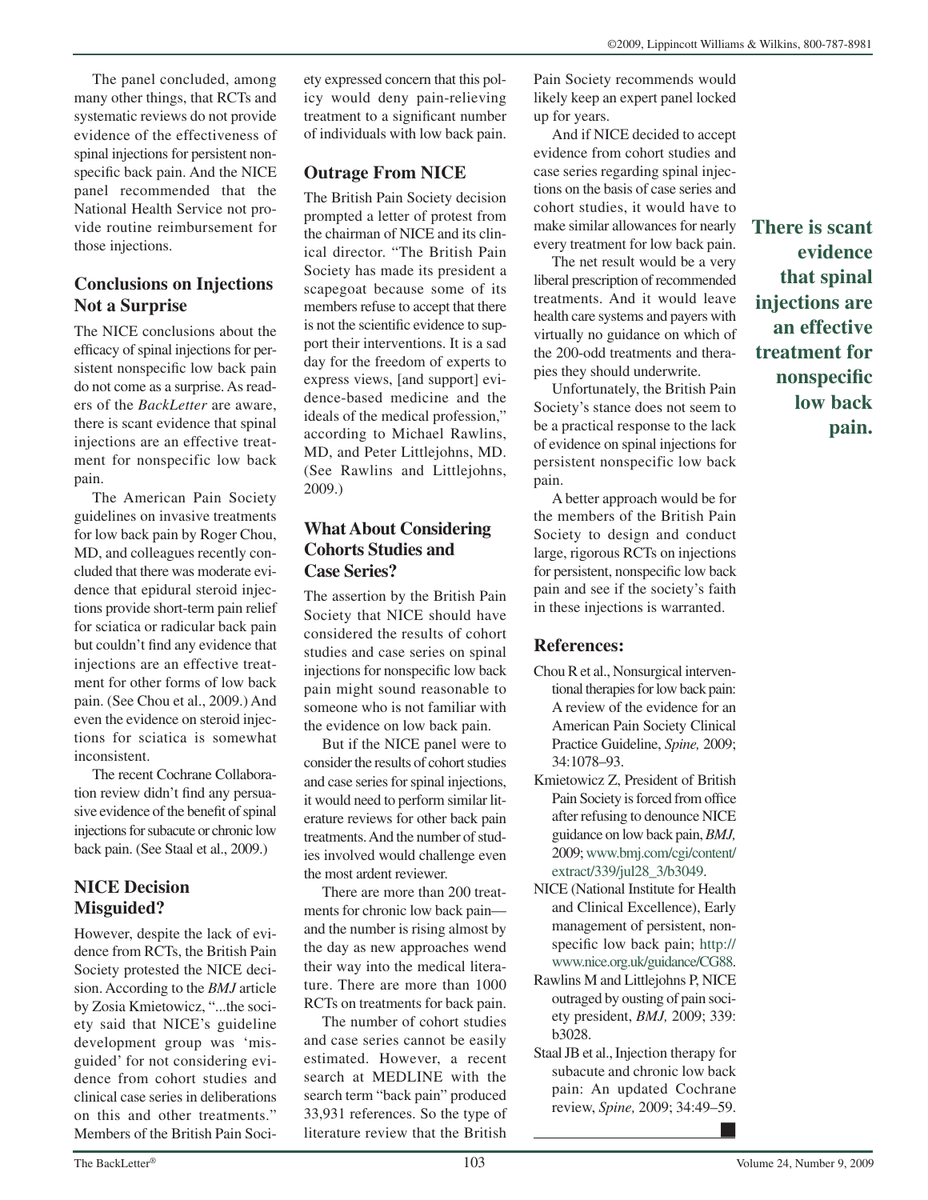The panel concluded, among many other things, that RCTs and systematic reviews do not provide evidence of the effectiveness of spinal injections for persistent nonspecific back pain. And the NICE panel recommended that the National Health Service not provide routine reimbursement for those injections.

## Conclusions on Injections Not a Surprise

The NICE conclusions about the efficacy of spinal injections for persistent nonspecific low back pain do not come as a surprise. As readers of the *BackLetter* are aware, there is scant evidence that spinal injections are an effective treatment for nonspecific low back pain.

The American Pain Society guidelines on invasive treatments for low back pain by Roger Chou, MD, and colleagues recently concluded that there was moderate evidence that epidural steroid injections provide short-term pain relief for sciatica or radicular back pain but couldn't find any evidence that injections are an effective treatment for other forms of low back pain. (See Chou et al., 2009.) And even the evidence on steroid injections for sciatica is somewhat inconsistent.

The recent Cochrane Collaboration review didn't find any persuasive evidence of the benefit of spinal injections for subacute or chronic low back pain. (See Staal et al., 2009.)

## NICE Decision Misguided?

However, despite the lack of evidence from RCTs, the British Pain Society protested the NICE decision. According to the *BMJ* article by Zosia Kmietowicz, "...the society said that NICE's guideline development group was 'misguided' for not considering evidence from cohort studies and clinical case series in deliberations on this and other treatments." Members of the British Pain Society expressed concern that this policy would deny pain-relieving treatment to a significant number of individuals with low back pain.

## Outrage From NICE

The British Pain Society decision prompted a letter of protest from the chairman of NICE and its clinical director. "The British Pain Society has made its president a scapegoat because some of its members refuse to accept that there is not the scientific evidence to support their interventions. It is a sad day for the freedom of experts to express views, [and support] evidence-based medicine and the ideals of the medical profession," according to Michael Rawlins, MD, and Peter Littlejohns, MD. (See Rawlins and Littlejohns, 2009.)

## What About Considering Cohorts Studies and Case Series?

The assertion by the British Pain Society that NICE should have considered the results of cohort studies and case series on spinal injections for nonspecific low back pain might sound reasonable to someone who is not familiar with the evidence on low back pain.

But if the NICE panel were to consider the results of cohort studies and case series for spinal injections, it would need to perform similar literature reviews for other back pain treatments. And the number of studies involved would challenge even the most ardent reviewer.

There are more than 200 treatments for chronic low back pain—and the number is rising almost by the day as new approaches wend their way into the medical literature. There are more than 1000 RCTs on treatments for back pain.

The number of cohort studies and case series cannot be easily estimated. However, a recent search at MEDLINE with the search term "back pain" produced 33,931 references. So the type of literature review that the British Pain Society recommends would likely keep an expert panel locked up for years.

And if NICE decided to accept evidence from cohort studies and case series regarding spinal injections on the basis of case series and cohort studies, it would have to make similar allowances for nearly every treatment for low back pain.

The net result would be a very liberal prescription of recommended treatments. And it would leave health care systems and payers with virtually no guidance on which of the 200-odd treatments and therapies they should underwrite.

Unfortunately, the British Pain Society's stance does not seem to be a practical response to the lack of evidence on spinal injections for persistent nonspecific low back pain.

A better approach would be for the members of the British Pain Society to design and conduct large, rigorous RCTs on injections for persistent, nonspecific low back pain and see if the society's faith in these injections is warranted.

**There is scant evidence that spinal injections are an effective treatment for nonspecific low back pain.**

## References:

Chou R et al., Nonsurgical interventional therapies for low back pain: A review of the evidence for an American Pain Society Clinical Practice Guideline, *Spine,* 2009; 34:1078–93.

Kmietowicz Z, President of British Pain Society is forced from office after refusing to denounce NICE guidance on low back pain, *BMJ,* 2009; www.bmj.com/cgi/content/extract/339/jul28_3/b3049.

NICE (National Institute for Health and Clinical Excellence), Early management of persistent, nonspecific low back pain; http://www.nice.org.uk/guidance/CG88.

Rawlins M and Littlejohns P, NICE outraged by ousting of pain society president, *BMJ,* 2009; 339: b3028.

Staal JB et al., Injection therapy for subacute and chronic low back pain: An updated Cochrane review, *Spine,* 2009; 34:49–59.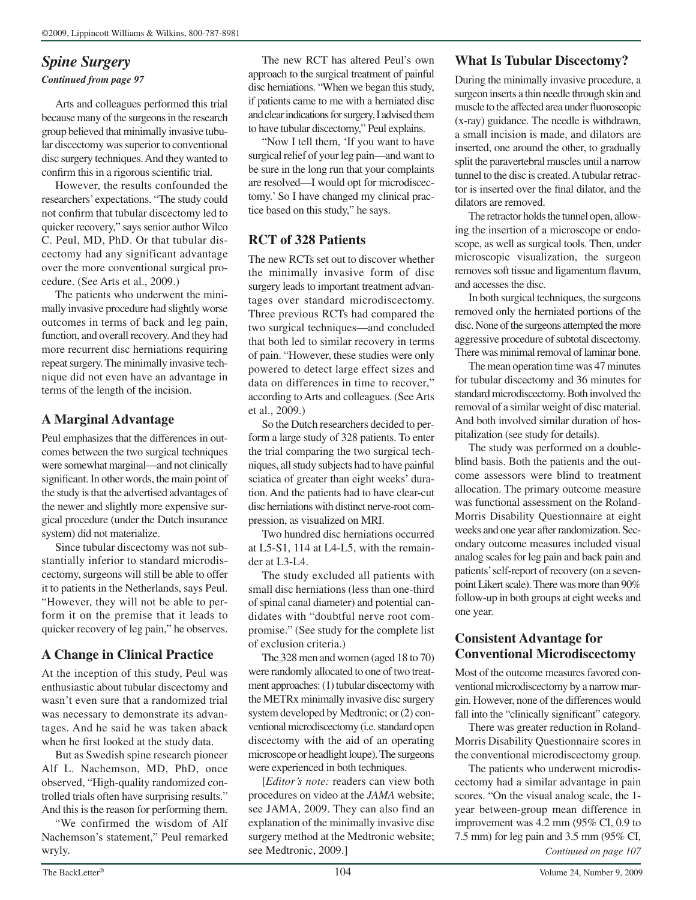## *Spine Surgery*

***Continued from page 97***

Arts and colleagues performed this trial because many of the surgeons in the research group believed that minimally invasive tubular discectomy was superior to conventional disc surgery techniques. And they wanted to confirm this in a rigorous scientific trial.

However, the results confounded the researchers' expectations. "The study could not confirm that tubular discectomy led to quicker recovery," says senior author Wilco C. Peul, MD, PhD. Or that tubular discectomy had any significant advantage over the more conventional surgical procedure. (See Arts et al., 2009.)

The patients who underwent the minimally invasive procedure had slightly worse outcomes in terms of back and leg pain, function, and overall recovery. And they had more recurrent disc herniations requiring repeat surgery. The minimally invasive technique did not even have an advantage in terms of the length of the incision.

### A Marginal Advantage

Peul emphasizes that the differences in outcomes between the two surgical techniques were somewhat marginal—and not clinically significant. In other words, the main point of the study is that the advertised advantages of the newer and slightly more expensive surgical procedure (under the Dutch insurance system) did not materialize.

Since tubular discectomy was not substantially inferior to standard microdiscectomy, surgeons will still be able to offer it to patients in the Netherlands, says Peul. "However, they will not be able to perform it on the premise that it leads to quicker recovery of leg pain," he observes.

### A Change in Clinical Practice

At the inception of this study, Peul was enthusiastic about tubular discectomy and wasn't even sure that a randomized trial was necessary to demonstrate its advantages. And he said he was taken aback when he first looked at the study data.

But as Swedish spine research pioneer Alf L. Nachemson, MD, PhD, once observed, "High-quality randomized controlled trials often have surprising results." And this is the reason for performing them.

"We confirmed the wisdom of Alf Nachemson's statement," Peul remarked wryly.

The new RCT has altered Peul's own approach to the surgical treatment of painful disc herniations. "When we began this study, if patients came to me with a herniated disc and clear indications for surgery, I advised them to have tubular discectomy," Peul explains.

"Now I tell them, 'If you want to have surgical relief of your leg pain—and want to be sure in the long run that your complaints are resolved—I would opt for microdiscectomy.' So I have changed my clinical practice based on this study," he says.

### RCT of 328 Patients

The new RCTs set out to discover whether the minimally invasive form of disc surgery leads to important treatment advantages over standard microdiscectomy. Three previous RCTs had compared the two surgical techniques—and concluded that both led to similar recovery in terms of pain. "However, these studies were only powered to detect large effect sizes and data on differences in time to recover," according to Arts and colleagues. (See Arts et al., 2009.)

So the Dutch researchers decided to perform a large study of 328 patients. To enter the trial comparing the two surgical techniques, all study subjects had to have painful sciatica of greater than eight weeks' duration. And the patients had to have clear-cut disc herniations with distinct nerve-root compression, as visualized on MRI.

Two hundred disc herniations occurred at L5-S1, 114 at L4-L5, with the remainder at L3-L4.

The study excluded all patients with small disc herniations (less than one-third of spinal canal diameter) and potential candidates with "doubtful nerve root compromise." (See study for the complete list of exclusion criteria.)

The 328 men and women (aged 18 to 70) were randomly allocated to one of two treatment approaches: (1) tubular discectomy with the METRx minimally invasive disc surgery system developed by Medtronic; or (2) conventional microdiscectomy (i.e. standard open discectomy with the aid of an operating microscope or headlight loupe). The surgeons were experienced in both techniques.

[*Editor's note:* readers can view both procedures on video at the *JAMA* website; see JAMA, 2009. They can also find an explanation of the minimally invasive disc surgery method at the Medtronic website; see Medtronic, 2009.]

### What Is Tubular Discectomy?

During the minimally invasive procedure, a surgeon inserts a thin needle through skin and muscle to the affected area under fluoroscopic (x-ray) guidance. The needle is withdrawn, a small incision is made, and dilators are inserted, one around the other, to gradually split the paravertebral muscles until a narrow tunnel to the disc is created. A tubular retractor is inserted over the final dilator, and the dilators are removed.

The retractor holds the tunnel open, allowing the insertion of a microscope or endoscope, as well as surgical tools. Then, under microscopic visualization, the surgeon removes soft tissue and ligamentum flavum, and accesses the disc.

In both surgical techniques, the surgeons removed only the herniated portions of the disc. None of the surgeons attempted the more aggressive procedure of subtotal discectomy. There was minimal removal of laminar bone.

The mean operation time was 47 minutes for tubular discectomy and 36 minutes for standard microdiscectomy. Both involved the removal of a similar weight of disc material. And both involved similar duration of hospitalization (see study for details).

The study was performed on a double-blind basis. Both the patients and the outcome assessors were blind to treatment allocation. The primary outcome measure was functional assessment on the Roland-Morris Disability Questionnaire at eight weeks and one year after randomization. Secondary outcome measures included visual analog scales for leg pain and back pain and patients' self-report of recovery (on a seven-point Likert scale). There was more than 90% follow-up in both groups at eight weeks and one year.

### Consistent Advantage for Conventional Microdiscectomy

Most of the outcome measures favored conventional microdiscectomy by a narrow margin. However, none of the differences would fall into the "clinically significant" category.

There was greater reduction in Roland-Morris Disability Questionnaire scores in the conventional microdiscectomy group.

The patients who underwent microdiscectomy had a similar advantage in pain scores. "On the visual analog scale, the 1-year between-group mean difference in improvement was 4.2 mm (95% CI, 0.9 to 7.5 mm) for leg pain and 3.5 mm (95% CI,

*Continued on page 107*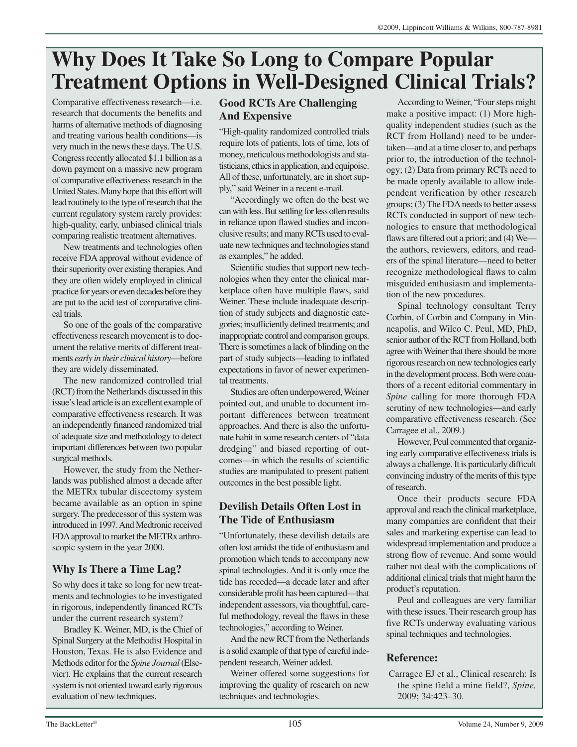# Why Does It Take So Long to Compare Popular Treatment Options in Well-Designed Clinical Trials?

Comparative effectiveness research—i.e. research that documents the benefits and harms of alternative methods of diagnosing and treating various health conditions—is very much in the news these days. The U.S. Congress recently allocated $1.1 billion as a down payment on a massive new program of comparative effectiveness research in the United States. Many hope that this effort will lead routinely to the type of research that the current regulatory system rarely provides: high-quality, early, unbiased clinical trials comparing realistic treatment alternatives.

New treatments and technologies often receive FDA approval without evidence of their superiority over existing therapies. And they are often widely employed in clinical practice for years or even decades before they are put to the acid test of comparative clinical trials.

So one of the goals of the comparative effectiveness research movement is to document the relative merits of different treatments *early in their clinical history*—before they are widely disseminated.

The new randomized controlled trial (RCT) from the Netherlands discussed in this issue's lead article is an excellent example of comparative effectiveness research. It was an independently financed randomized trial of adequate size and methodology to detect important differences between two popular surgical methods.

However, the study from the Netherlands was published almost a decade after the METRx tubular discectomy system became available as an option in spine surgery. The predecessor of this system was introduced in 1997. And Medtronic received FDA approval to market the METRx arthroscopic system in the year 2000.

## Why Is There a Time Lag?

So why does it take so long for new treatments and technologies to be investigated in rigorous, independently financed RCTs under the current research system?

Bradley K. Weiner, MD, is the Chief of Spinal Surgery at the Methodist Hospital in Houston, Texas. He is also Evidence and Methods editor for the *Spine Journal* (Elsevier). He explains that the current research system is not oriented toward early rigorous evaluation of new techniques.

## Good RCTs Are Challenging And Expensive

"High-quality randomized controlled trials require lots of patients, lots of time, lots of money, meticulous methodologists and statisticians, ethics in application, and equipoise. All of these, unfortunately, are in short supply," said Weiner in a recent e-mail.

"Accordingly we often do the best we can with less. But settling for less often results in reliance upon flawed studies and inconclusive results; and many RCTs used to evaluate new techniques and technologies stand as examples," he added.

Scientific studies that support new technologies when they enter the clinical marketplace often have multiple flaws, said Weiner. These include inadequate description of study subjects and diagnostic categories; insufficiently defined treatments; and inappropriate control and comparison groups. There is sometimes a lack of blinding on the part of study subjects—leading to inflated expectations in favor of newer experimental treatments.

Studies are often underpowered, Weiner pointed out, and unable to document important differences between treatment approaches. And there is also the unfortunate habit in some research centers of "data dredging" and biased reporting of outcomes—in which the results of scientific studies are manipulated to present patient outcomes in the best possible light.

## Devilish Details Often Lost in The Tide of Enthusiasm

"Unfortunately, these devilish details are often lost amidst the tide of enthusiasm and promotion which tends to accompany new spinal technologies. And it is only once the tide has receded—a decade later and after considerable profit has been captured—that independent assessors, via thoughtful, careful methodology, reveal the flaws in these technologies," according to Weiner.

And the new RCT from the Netherlands is a solid example of that type of careful independent research, Weiner added.

Weiner offered some suggestions for improving the quality of research on new techniques and technologies.

According to Weiner, "Four steps might make a positive impact: (1) More high-quality independent studies (such as the RCT from Holland) need to be undertaken—and at a time closer to, and perhaps prior to, the introduction of the technology; (2) Data from primary RCTs need to be made openly available to allow independent verification by other research groups; (3) The FDA needs to better assess RCTs conducted in support of new technologies to ensure that methodological flaws are filtered out a priori; and (4) We—the authors, reviewers, editors, and readers of the spinal literature—need to better recognize methodological flaws to calm misguided enthusiasm and implementation of the new procedures.

Spinal technology consultant Terry Corbin, of Corbin and Company in Minneapolis, and Wilco C. Peul, MD, PhD, senior author of the RCT from Holland, both agree with Weiner that there should be more rigorous research on new technologies early in the development process. Both were coauthors of a recent editorial commentary in *Spine* calling for more thorough FDA scrutiny of new technologies—and early comparative effectiveness research. (See Carragee et al., 2009.)

However, Peul commented that organizing early comparative effectiveness trials is always a challenge. It is particularly difficult convincing industry of the merits of this type of research.

Once their products secure FDA approval and reach the clinical marketplace, many companies are confident that their sales and marketing expertise can lead to widespread implementation and produce a strong flow of revenue. And some would rather not deal with the complications of additional clinical trials that might harm the product's reputation.

Peul and colleagues are very familiar with these issues. Their research group has five RCTs underway evaluating various spinal techniques and technologies.

## Reference:

Carragee EJ et al., Clinical research: Is the spine field a mine field?, *Spine,* 2009; 34:423–30.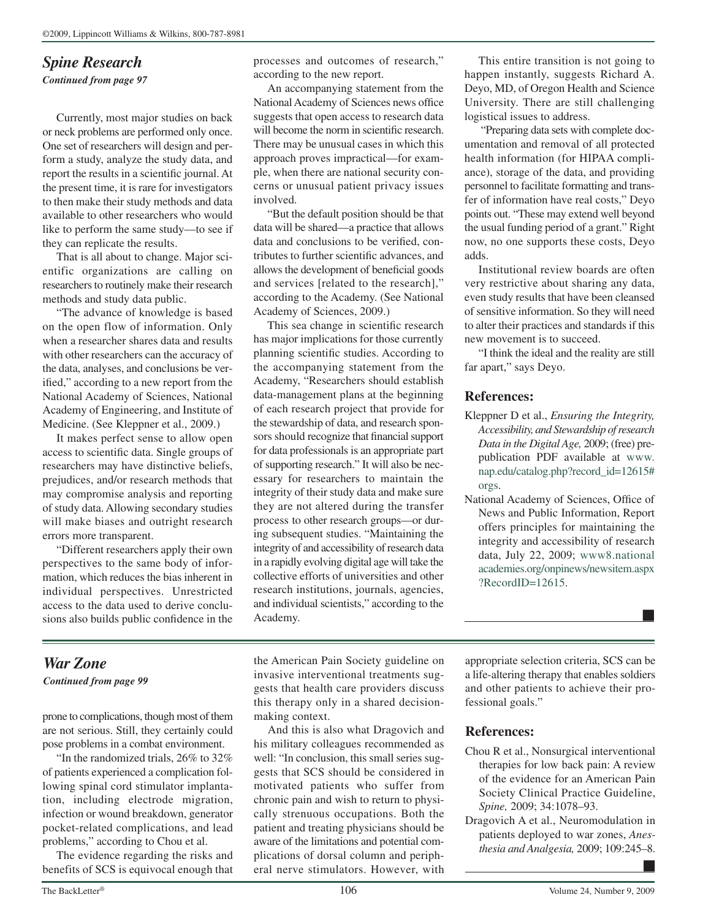## *Spine Research*

***Continued from page 97***

Currently, most major studies on back or neck problems are performed only once. One set of researchers will design and perform a study, analyze the study data, and report the results in a scientific journal. At the present time, it is rare for investigators to then make their study methods and data available to other researchers who would like to perform the same study—to see if they can replicate the results.

That is all about to change. Major scientific organizations are calling on researchers to routinely make their research methods and study data public.

"The advance of knowledge is based on the open flow of information. Only when a researcher shares data and results with other researchers can the accuracy of the data, analyses, and conclusions be verified," according to a new report from the National Academy of Sciences, National Academy of Engineering, and Institute of Medicine. (See Kleppner et al., 2009.)

It makes perfect sense to allow open access to scientific data. Single groups of researchers may have distinctive beliefs, prejudices, and/or research methods that may compromise analysis and reporting of study data. Allowing secondary studies will make biases and outright research errors more transparent.

"Different researchers apply their own perspectives to the same body of information, which reduces the bias inherent in individual perspectives. Unrestricted access to the data used to derive conclusions also builds public confidence in the processes and outcomes of research," according to the new report.

An accompanying statement from the National Academy of Sciences news office suggests that open access to research data will become the norm in scientific research. There may be unusual cases in which this approach proves impractical—for example, when there are national security concerns or unusual patient privacy issues involved.

"But the default position should be that data will be shared—a practice that allows data and conclusions to be verified, contributes to further scientific advances, and allows the development of beneficial goods and services [related to the research]," according to the Academy. (See National Academy of Sciences, 2009.)

This sea change in scientific research has major implications for those currently planning scientific studies. According to the accompanying statement from the Academy, "Researchers should establish data-management plans at the beginning of each research project that provide for the stewardship of data, and research sponsors should recognize that financial support for data professionals is an appropriate part of supporting research." It will also be necessary for researchers to maintain the integrity of their study data and make sure they are not altered during the transfer process to other research groups—or during subsequent studies. "Maintaining the integrity of and accessibility of research data in a rapidly evolving digital age will take the collective efforts of universities and other research institutions, journals, agencies, and individual scientists," according to the Academy.

This entire transition is not going to happen instantly, suggests Richard A. Deyo, MD, of Oregon Health and Science University. There are still challenging logistical issues to address.

"Preparing data sets with complete documentation and removal of all protected health information (for HIPAA compliance), storage of the data, and providing personnel to facilitate formatting and transfer of information have real costs," Deyo points out. "These may extend well beyond the usual funding period of a grant." Right now, no one supports these costs, Deyo adds.

Institutional review boards are often very restrictive about sharing any data, even study results that have been cleansed of sensitive information. So they will need to alter their practices and standards if this new movement is to succeed.

"I think the ideal and the reality are still far apart," says Deyo.

### References:

Kleppner D et al., *Ensuring the Integrity, Accessibility, and Stewardship of research Data in the Digital Age,* 2009; (free) prepublication PDF available at www.nap.edu/catalog.php?record_id=12615#orgs.

National Academy of Sciences, Office of News and Public Information, Report offers principles for maintaining the integrity and accessibility of research data, July 22, 2009; www8.nationalacademies.org/onpinews/newsitem.aspx?RecordID=12615.

## *War Zone*

***Continued from page 99***

prone to complications, though most of them are not serious. Still, they certainly could pose problems in a combat environment.

"In the randomized trials, 26% to 32% of patients experienced a complication following spinal cord stimulator implantation, including electrode migration, infection or wound breakdown, generator pocket-related complications, and lead problems," according to Chou et al.

The evidence regarding the risks and benefits of SCS is equivocal enough that the American Pain Society guideline on invasive interventional treatments suggests that health care providers discuss this therapy only in a shared decision-making context.

And this is also what Dragovich and his military colleagues recommended as well: "In conclusion, this small series suggests that SCS should be considered in motivated patients who suffer from chronic pain and wish to return to physically strenuous occupations. Both the patient and treating physicians should be aware of the limitations and potential complications of dorsal column and peripheral nerve stimulators. However, with appropriate selection criteria, SCS can be a life-altering therapy that enables soldiers and other patients to achieve their professional goals."

### References:

Chou R et al., Nonsurgical interventional therapies for low back pain: A review of the evidence for an American Pain Society Clinical Practice Guideline, *Spine,* 2009; 34:1078–93.

Dragovich A et al., Neuromodulation in patients deployed to war zones, *Anesthesia and Analgesia,* 2009; 109:245–8.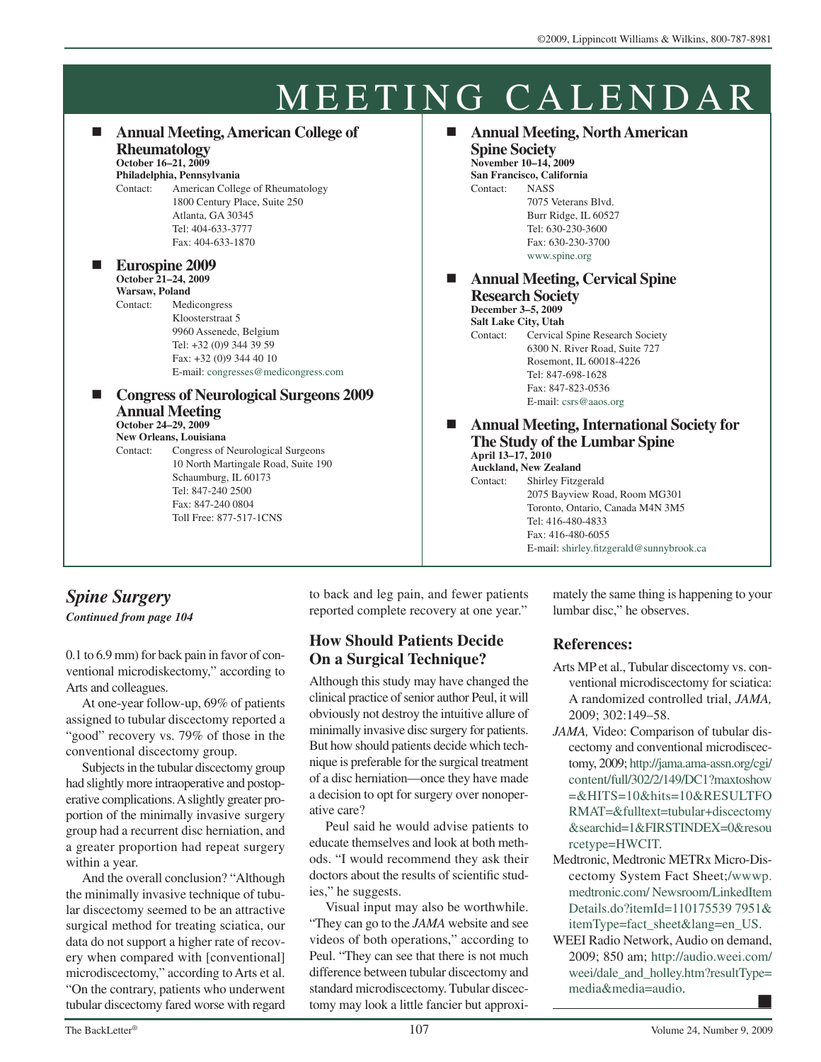# MEETING CALENDAR

- **Annual Meeting, American College of Rheumatology**
  **October 16–21, 2009**
  **Philadelphia, Pennsylvania**
  Contact: American College of Rheumatology
  1800 Century Place, Suite 250
  Atlanta, GA 30345
  Tel: 404-633-3777
  Fax: 404-633-1870

- **Eurospine 2009**
  **October 21–24, 2009**
  **Warsaw, Poland**
  Contact: Medicongress
  Kloosterstraat 5
  9960 Assenede, Belgium
  Tel: +32 (0)9 344 39 59
  Fax: +32 (0)9 344 40 10
  E-mail: congresses@medicongress.com

- **Congress of Neurological Surgeons 2009 Annual Meeting**
  **October 24–29, 2009**
  **New Orleans, Louisiana**
  Contact: Congress of Neurological Surgeons
  10 North Martingale Road, Suite 190
  Schaumburg, IL 60173
  Tel: 847-240 2500
  Fax: 847-240 0804
  Toll Free: 877-517-1CNS

- **Annual Meeting, North American Spine Society**
  **November 10–14, 2009**
  **San Francisco, California**
  Contact: NASS
  7075 Veterans Blvd.
  Burr Ridge, IL 60527
  Tel: 630-230-3600
  Fax: 630-230-3700
  www.spine.org

- **Annual Meeting, Cervical Spine Research Society**
  **December 3–5, 2009**
  **Salt Lake City, Utah**
  Contact: Cervical Spine Research Society
  6300 N. River Road, Suite 727
  Rosemont, IL 60018-4226
  Tel: 847-698-1628
  Fax: 847-823-0536
  E-mail: csrs@aaos.org

- **Annual Meeting, International Society for The Study of the Lumbar Spine**
  **April 13–17, 2010**
  **Auckland, New Zealand**
  Contact: Shirley Fitzgerald
  2075 Bayview Road, Room MG301
  Toronto, Ontario, Canada M4N 3M5
  Tel: 416-480-4833
  Fax: 416-480-6055
  E-mail: shirley.fitzgerald@sunnybrook.ca

## *Spine Surgery*

***Continued from page 104***

0.1 to 6.9 mm) for back pain in favor of conventional microdiskectomy," according to Arts and colleagues.

At one-year follow-up, 69% of patients assigned to tubular discectomy reported a "good" recovery vs. 79% of those in the conventional discectomy group.

Subjects in the tubular discectomy group had slightly more intraoperative and postoperative complications. A slightly greater proportion of the minimally invasive surgery group had a recurrent disc herniation, and a greater proportion had repeat surgery within a year.

And the overall conclusion? "Although the minimally invasive technique of tubular discectomy seemed to be an attractive surgical method for treating sciatica, our data do not support a higher rate of recovery when compared with [conventional] microdiscectomy," according to Arts et al. "On the contrary, patients who underwent tubular discectomy fared worse with regard to back and leg pain, and fewer patients reported complete recovery at one year."

### How Should Patients Decide On a Surgical Technique?

Although this study may have changed the clinical practice of senior author Peul, it will obviously not destroy the intuitive allure of minimally invasive disc surgery for patients. But how should patients decide which technique is preferable for the surgical treatment of a disc herniation—once they have made a decision to opt for surgery over nonoperative care?

Peul said he would advise patients to educate themselves and look at both methods. "I would recommend they ask their doctors about the results of scientific studies," he suggests.

Visual input may also be worthwhile. "They can go to the *JAMA* website and see videos of both operations," according to Peul. "They can see that there is not much difference between tubular discectomy and standard microdiscectomy. Tubular discectomy may look a little fancier but approximately the same thing is happening to your lumbar disc," he observes.

### References:

Arts MP et al., Tubular discectomy vs. conventional microdiscectomy for sciatica: A randomized controlled trial, *JAMA,* 2009; 302:149–58.

*JAMA,* Video: Comparison of tubular discectomy and conventional microdiscectomy, 2009; http://jama.ama-assn.org/cgi/content/full/302/2/149/DC1?maxtoshow=&HITS=10&hits=10&RESULTFORMAT=&fulltext=tubular+discectomy&searchid=1&FIRSTINDEX=0&resourcetype=HWCIT.

Medtronic, Medtronic METRx Micro-Discectomy System Fact Sheet;/wwwp.medtronic.com/ Newsroom/LinkedItemDetails.do?itemId=110175539 7951&itemType=fact_sheet&lang=en_US.

WEEI Radio Network, Audio on demand, 2009; 850 am; http://audio.weei.com/weei/dale_and_holley.htm?resultType=media&media=audio.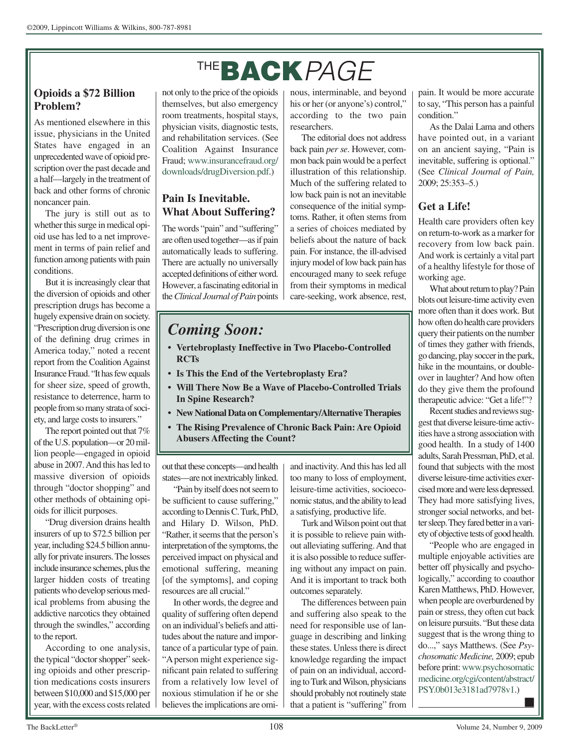# THE BACK PAGE

## Opioids a $72 Billion Problem?

As mentioned elsewhere in this issue, physicians in the United States have engaged in an unprecedented wave of opioid prescription over the past decade and a half—largely in the treatment of back and other forms of chronic noncancer pain.

The jury is still out as to whether this surge in medical opioid use has led to a net improvement in terms of pain relief and function among patients with pain conditions.

But it is increasingly clear that the diversion of opioids and other prescription drugs has become a hugely expensive drain on society. "Prescription drug diversion is one of the defining drug crimes in America today," noted a recent report from the Coalition Against Insurance Fraud. "It has few equals for sheer size, speed of growth, resistance to deterrence, harm to people from so many strata of society, and large costs to insurers."

The report pointed out that 7% of the U.S. population—or 20 million people—engaged in opioid abuse in 2007. And this has led to massive diversion of opioids through "doctor shopping" and other methods of obtaining opioids for illicit purposes.

"Drug diversion drains health insurers of up to $72.5 billion per year, including $24.5 billion annually for private insurers. The losses include insurance schemes, plus the larger hidden costs of treating patients who develop serious medical problems from abusing the addictive narcotics they obtained through the swindles," according to the report.

According to one analysis, the typical "doctor shopper" seeking opioids and other prescription medications costs insurers between $10,000 and $15,000 per year, with the excess costs related not only to the price of the opioids themselves, but also emergency room treatments, hospital stays, physician visits, diagnostic tests, and rehabilitation services. (See Coalition Against Insurance Fraud; www.insurancefraud.org/downloads/drugDiversion.pdf.)

## Pain Is Inevitable. What About Suffering?

The words "pain" and "suffering" are often used together—as if pain automatically leads to suffering. There are actually no universally accepted definitions of either word. However, a fascinating editorial in the *Clinical Journal of Pain* points out that these concepts—and health states—are not inextricably linked.

"Pain by itself does not seem to be sufficient to cause suffering," according to Dennis C. Turk, PhD, and Hilary D. Wilson, PhD. "Rather, it seems that the person's interpretation of the symptoms, the perceived impact on physical and emotional suffering, meaning [of the symptoms], and coping resources are all crucial."

In other words, the degree and quality of suffering often depend on an individual's beliefs and attitudes about the nature and importance of a particular type of pain. "A person might experience significant pain related to suffering from a relatively low level of noxious stimulation if he or she believes the implications are ominous, interminable, and beyond his or her (or anyone's) control," according to the two pain researchers.

The editorial does not address back pain *per se*. However, common back pain would be a perfect illustration of this relationship. Much of the suffering related to low back pain is not an inevitable consequence of the initial symptoms. Rather, it often stems from a series of choices mediated by beliefs about the nature of back pain. For instance, the ill-advised injury model of low back pain has encouraged many to seek refuge from their symptoms in medical care-seeking, work absence, rest, and inactivity. And this has led all too many to loss of employment, leisure-time activities, socioeconomic status, and the ability to lead a satisfying, productive life.

Turk and Wilson point out that it is possible to relieve pain without alleviating suffering. And that it is also possible to reduce suffering without any impact on pain. And it is important to track both outcomes separately.

The differences between pain and suffering also speak to the need for responsible use of language in describing and linking these states. Unless there is direct knowledge regarding the impact of pain on an individual, according to Turk and Wilson, physicians should probably not routinely state that a patient is "suffering" from pain. It would be more accurate to say, "This person has a painful condition."

As the Dalai Lama and others have pointed out, in a variant on an ancient saying, "Pain is inevitable, suffering is optional." (See *Clinical Journal of Pain,* 2009; 25:353–5.)

## Coming Soon:

- **Vertebroplasty Ineffective in Two Placebo-Controlled RCTs**
- **Is This the End of the Vertebroplasty Era?**
- **Will There Now Be a Wave of Placebo-Controlled Trials In Spine Research?**
- **New National Data on Complementary/Alternative Therapies**
- **The Rising Prevalence of Chronic Back Pain: Are Opioid Abusers Affecting the Count?**

## Get a Life!

Health care providers often key on return-to-work as a marker for recovery from low back pain. And work is certainly a vital part of a healthy lifestyle for those of working age.

What about return to play? Pain blots out leisure-time activity even more often than it does work. But how often do health care providers query their patients on the number of times they gather with friends, go dancing, play soccer in the park, hike in the mountains, or double-over in laughter? And how often do they give them the profound therapeutic advice: "Get a life!"?

Recent studies and reviews suggest that diverse leisure-time activities have a strong association with good health. In a study of 1400 adults, Sarah Pressman, PhD, et al. found that subjects with the most diverse leisure-time activities exercised more and were less depressed. They had more satisfying lives, stronger social networks, and better sleep. They fared better in a variety of objective tests of good health.

"People who are engaged in multiple enjoyable activities are better off physically and psychologically," according to coauthor Karen Matthews, PhD. However, when people are overburdened by pain or stress, they often cut back on leisure pursuits. "But these data suggest that is the wrong thing to do...," says Matthews. (See *Psychosomatic Medicine,* 2009; epub before print: www.psychosomaticmedicine.org/cgi/content/abstract/PSY.0b013e3181ad7978v1.)